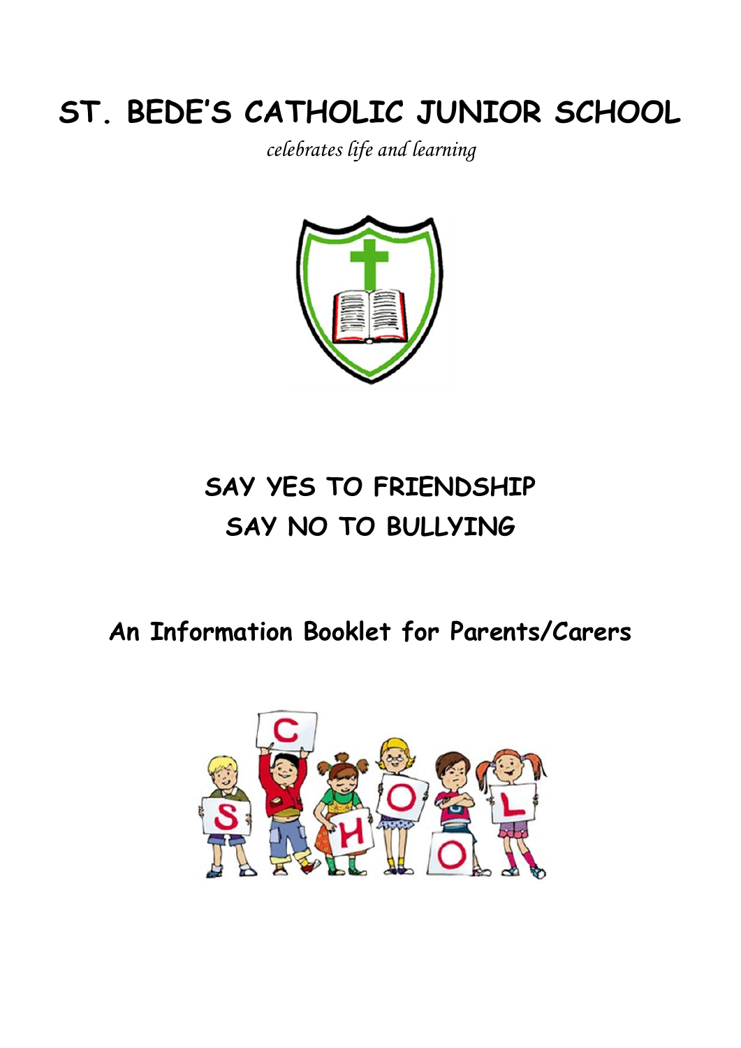# ST. BEDE'S CATHOLIC JUNIOR SCHOOL

*celebrates life and learning*

## SAY YES TO FRIENDSHIP
## SAY NO TO BULLYING

### An Information Booklet for Parents/Carers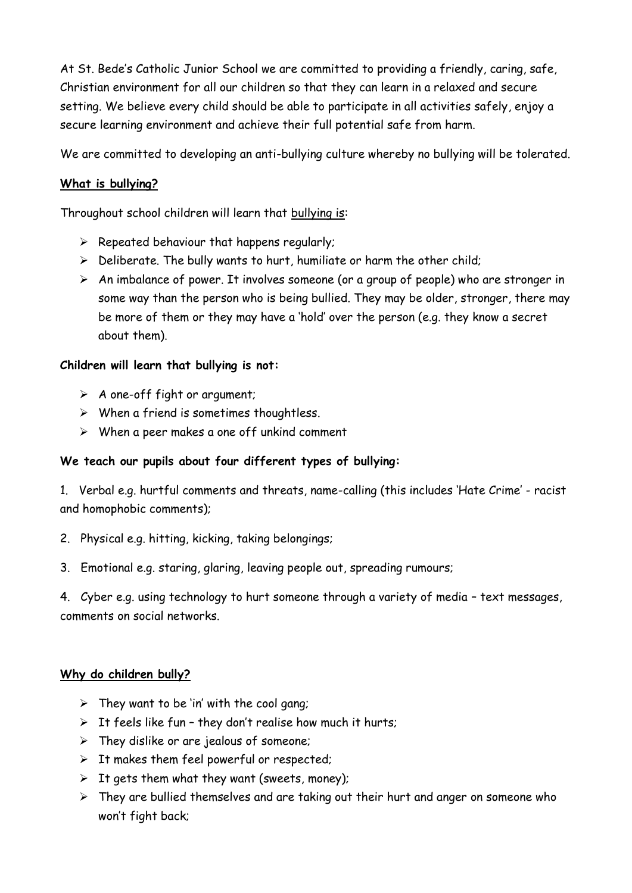At St. Bede's Catholic Junior School we are committed to providing a friendly, caring, safe, Christian environment for all our children so that they can learn in a relaxed and secure setting. We believe every child should be able to participate in all activities safely, enjoy a secure learning environment and achieve their full potential safe from harm.

We are committed to developing an anti-bullying culture whereby no bullying will be tolerated.

## What is bullying?

Throughout school children will learn that bullying is:

- Repeated behaviour that happens regularly;
- Deliberate. The bully wants to hurt, humiliate or harm the other child;
- An imbalance of power. It involves someone (or a group of people) who are stronger in some way than the person who is being bullied. They may be older, stronger, there may be more of them or they may have a 'hold' over the person (e.g. they know a secret about them).

**Children will learn that bullying is not:**

- A one-off fight or argument;
- When a friend is sometimes thoughtless.
- When a peer makes a one off unkind comment

**We teach our pupils about four different types of bullying:**

1. Verbal e.g. hurtful comments and threats, name-calling (this includes 'Hate Crime' - racist and homophobic comments);
2. Physical e.g. hitting, kicking, taking belongings;
3. Emotional e.g. staring, glaring, leaving people out, spreading rumours;
4. Cyber e.g. using technology to hurt someone through a variety of media – text messages, comments on social networks.

## Why do children bully?

- They want to be 'in' with the cool gang;
- It feels like fun – they don't realise how much it hurts;
- They dislike or are jealous of someone;
- It makes them feel powerful or respected;
- It gets them what they want (sweets, money);
- They are bullied themselves and are taking out their hurt and anger on someone who won't fight back;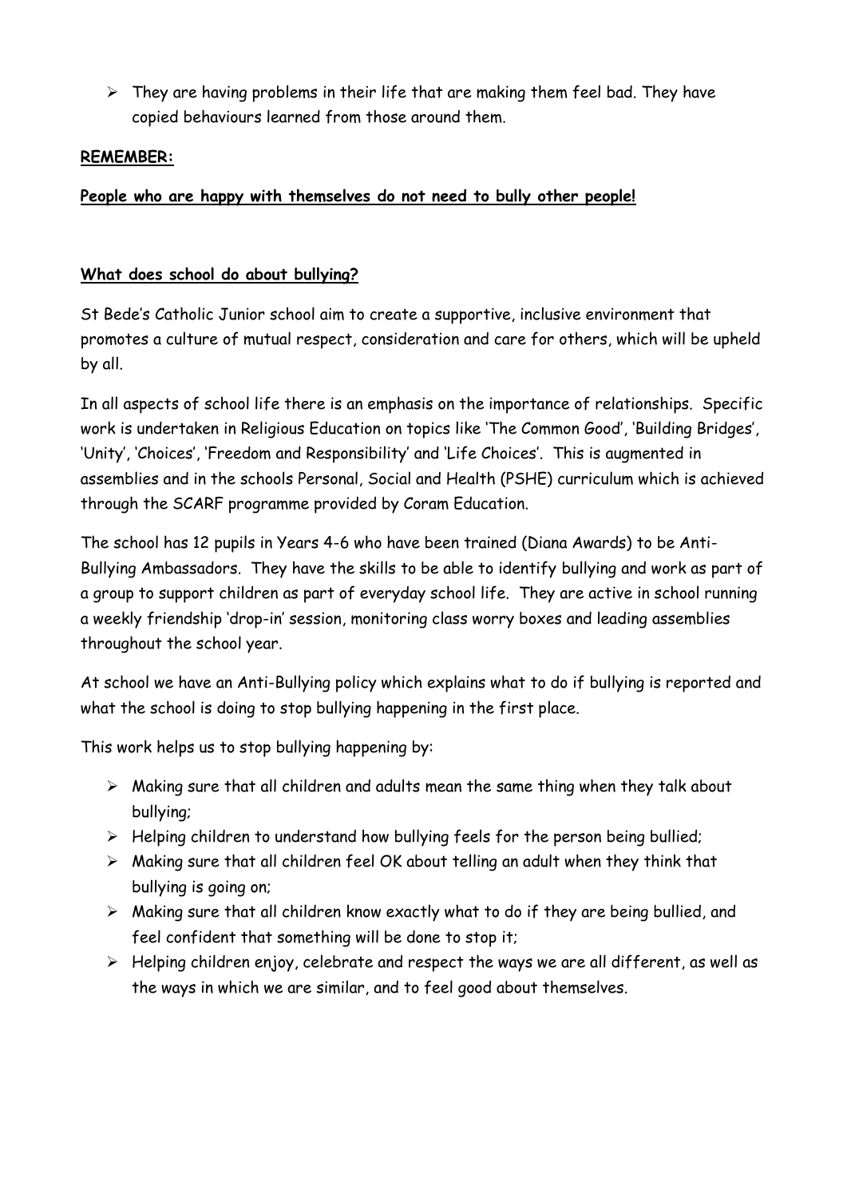- They are having problems in their life that are making them feel bad. They have copied behaviours learned from those around them.

**REMEMBER:**

**People who are happy with themselves do not need to bully other people!**

**What does school do about bullying?**

St Bede's Catholic Junior school aim to create a supportive, inclusive environment that promotes a culture of mutual respect, consideration and care for others, which will be upheld by all.

In all aspects of school life there is an emphasis on the importance of relationships. Specific work is undertaken in Religious Education on topics like 'The Common Good', 'Building Bridges', 'Unity', 'Choices', 'Freedom and Responsibility' and 'Life Choices'. This is augmented in assemblies and in the schools Personal, Social and Health (PSHE) curriculum which is achieved through the SCARF programme provided by Coram Education.

The school has 12 pupils in Years 4-6 who have been trained (Diana Awards) to be Anti-Bullying Ambassadors. They have the skills to be able to identify bullying and work as part of a group to support children as part of everyday school life. They are active in school running a weekly friendship 'drop-in' session, monitoring class worry boxes and leading assemblies throughout the school year.

At school we have an Anti-Bullying policy which explains what to do if bullying is reported and what the school is doing to stop bullying happening in the first place.

This work helps us to stop bullying happening by:

- Making sure that all children and adults mean the same thing when they talk about bullying;
- Helping children to understand how bullying feels for the person being bullied;
- Making sure that all children feel OK about telling an adult when they think that bullying is going on;
- Making sure that all children know exactly what to do if they are being bullied, and feel confident that something will be done to stop it;
- Helping children enjoy, celebrate and respect the ways we are all different, as well as the ways in which we are similar, and to feel good about themselves.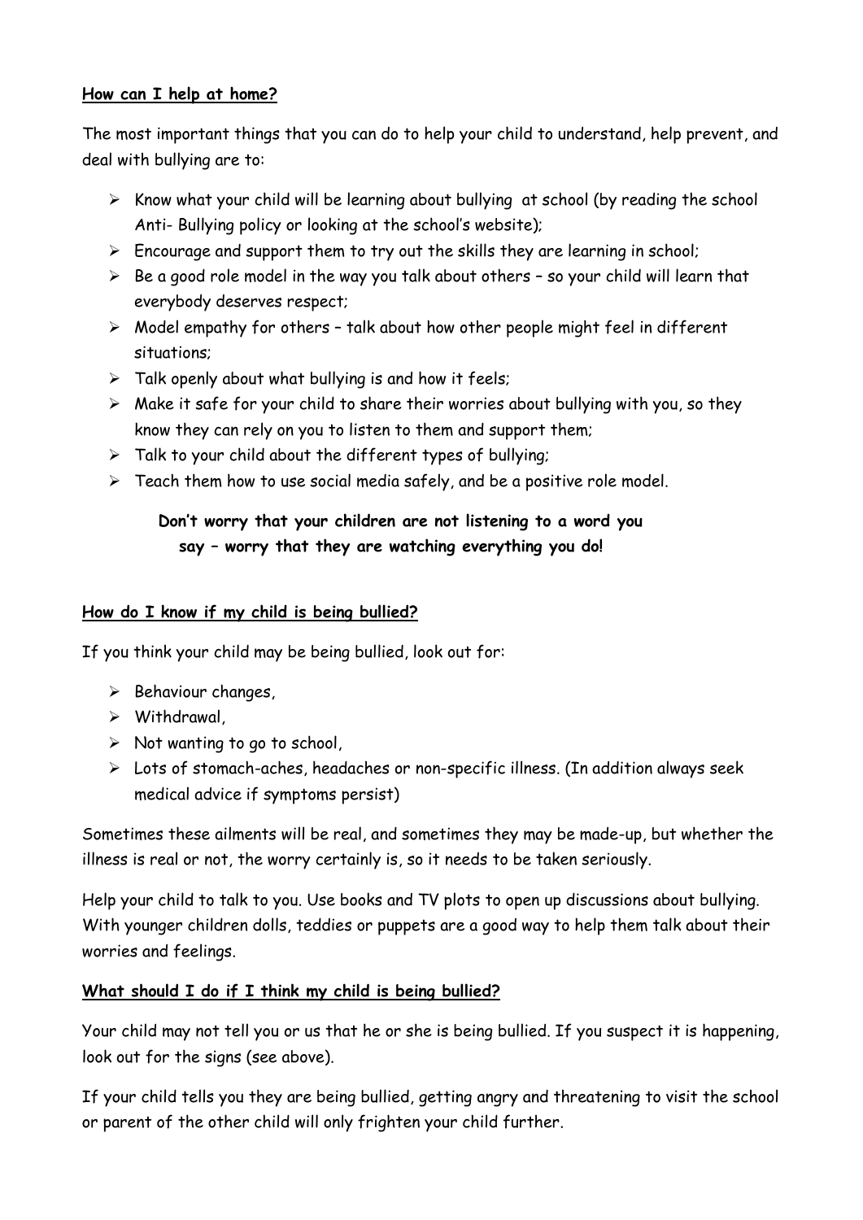**How can I help at home?**

The most important things that you can do to help your child to understand, help prevent, and deal with bullying are to:

- Know what your child will be learning about bullying at school (by reading the school Anti- Bullying policy or looking at the school's website);
- Encourage and support them to try out the skills they are learning in school;
- Be a good role model in the way you talk about others – so your child will learn that everybody deserves respect;
- Model empathy for others – talk about how other people might feel in different situations;
- Talk openly about what bullying is and how it feels;
- Make it safe for your child to share their worries about bullying with you, so they know they can rely on you to listen to them and support them;
- Talk to your child about the different types of bullying;
- Teach them how to use social media safely, and be a positive role model.

**Don't worry that your children are not listening to a word you say – worry that they are watching everything you do!**

**How do I know if my child is being bullied?**

If you think your child may be being bullied, look out for:

- Behaviour changes,
- Withdrawal,
- Not wanting to go to school,
- Lots of stomach-aches, headaches or non-specific illness. (In addition always seek medical advice if symptoms persist)

Sometimes these ailments will be real, and sometimes they may be made-up, but whether the illness is real or not, the worry certainly is, so it needs to be taken seriously.

Help your child to talk to you. Use books and TV plots to open up discussions about bullying. With younger children dolls, teddies or puppets are a good way to help them talk about their worries and feelings.

**What should I do if I think my child is being bullied?**

Your child may not tell you or us that he or she is being bullied. If you suspect it is happening, look out for the signs (see above).

If your child tells you they are being bullied, getting angry and threatening to visit the school or parent of the other child will only frighten your child further.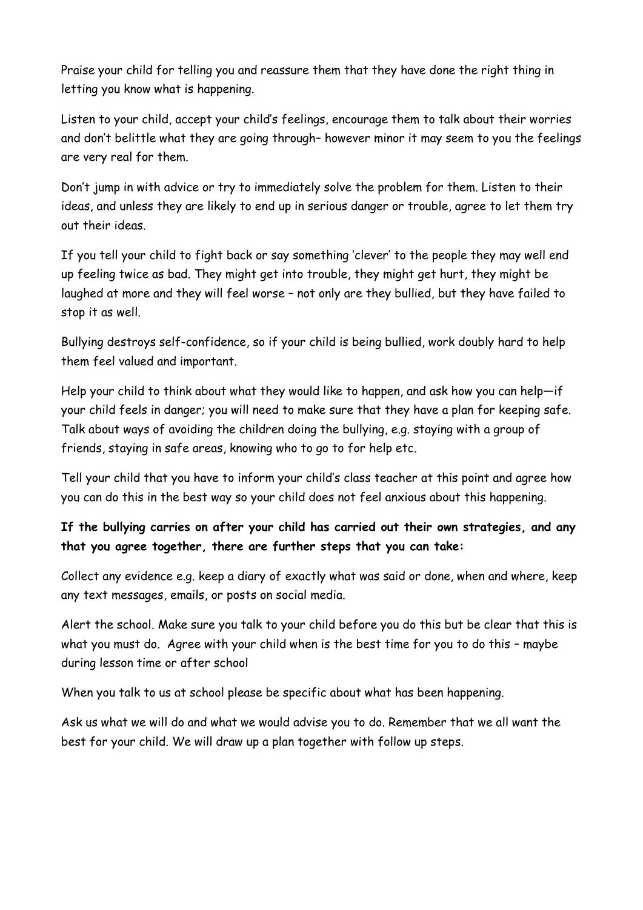Praise your child for telling you and reassure them that they have done the right thing in letting you know what is happening.

Listen to your child, accept your child's feelings, encourage them to talk about their worries and don't belittle what they are going through– however minor it may seem to you the feelings are very real for them.

Don't jump in with advice or try to immediately solve the problem for them. Listen to their ideas, and unless they are likely to end up in serious danger or trouble, agree to let them try out their ideas.

If you tell your child to fight back or say something 'clever' to the people they may well end up feeling twice as bad. They might get into trouble, they might get hurt, they might be laughed at more and they will feel worse – not only are they bullied, but they have failed to stop it as well.

Bullying destroys self-confidence, so if your child is being bullied, work doubly hard to help them feel valued and important.

Help your child to think about what they would like to happen, and ask how you can help—if your child feels in danger; you will need to make sure that they have a plan for keeping safe. Talk about ways of avoiding the children doing the bullying, e.g. staying with a group of friends, staying in safe areas, knowing who to go to for help etc.

Tell your child that you have to inform your child's class teacher at this point and agree how you can do this in the best way so your child does not feel anxious about this happening.

**If the bullying carries on after your child has carried out their own strategies, and any that you agree together, there are further steps that you can take:**

Collect any evidence e.g. keep a diary of exactly what was said or done, when and where, keep any text messages, emails, or posts on social media.

Alert the school. Make sure you talk to your child before you do this but be clear that this is what you must do. Agree with your child when is the best time for you to do this – maybe during lesson time or after school

When you talk to us at school please be specific about what has been happening.

Ask us what we will do and what we would advise you to do. Remember that we all want the best for your child. We will draw up a plan together with follow up steps.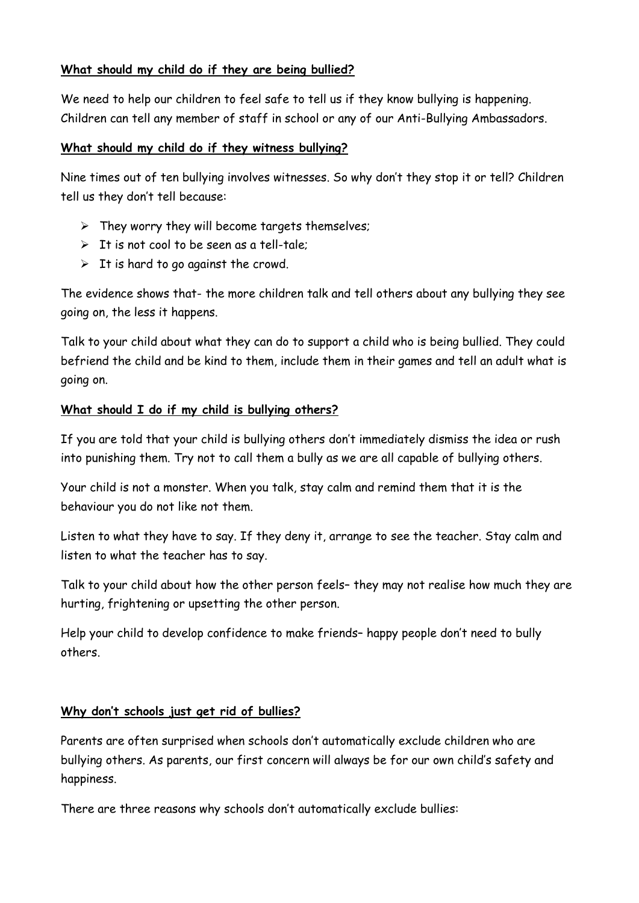**What should my child do if they are being bullied?**

We need to help our children to feel safe to tell us if they know bullying is happening. Children can tell any member of staff in school or any of our Anti-Bullying Ambassadors.

**What should my child do if they witness bullying?**

Nine times out of ten bullying involves witnesses. So why don't they stop it or tell? Children tell us they don't tell because:

- They worry they will become targets themselves;
- It is not cool to be seen as a tell-tale;
- It is hard to go against the crowd.

The evidence shows that- the more children talk and tell others about any bullying they see going on, the less it happens.

Talk to your child about what they can do to support a child who is being bullied. They could befriend the child and be kind to them, include them in their games and tell an adult what is going on.

**What should I do if my child is bullying others?**

If you are told that your child is bullying others don't immediately dismiss the idea or rush into punishing them. Try not to call them a bully as we are all capable of bullying others.

Your child is not a monster. When you talk, stay calm and remind them that it is the behaviour you do not like not them.

Listen to what they have to say. If they deny it, arrange to see the teacher. Stay calm and listen to what the teacher has to say.

Talk to your child about how the other person feels– they may not realise how much they are hurting, frightening or upsetting the other person.

Help your child to develop confidence to make friends– happy people don't need to bully others.

**Why don't schools just get rid of bullies?**

Parents are often surprised when schools don't automatically exclude children who are bullying others. As parents, our first concern will always be for our own child's safety and happiness.

There are three reasons why schools don't automatically exclude bullies: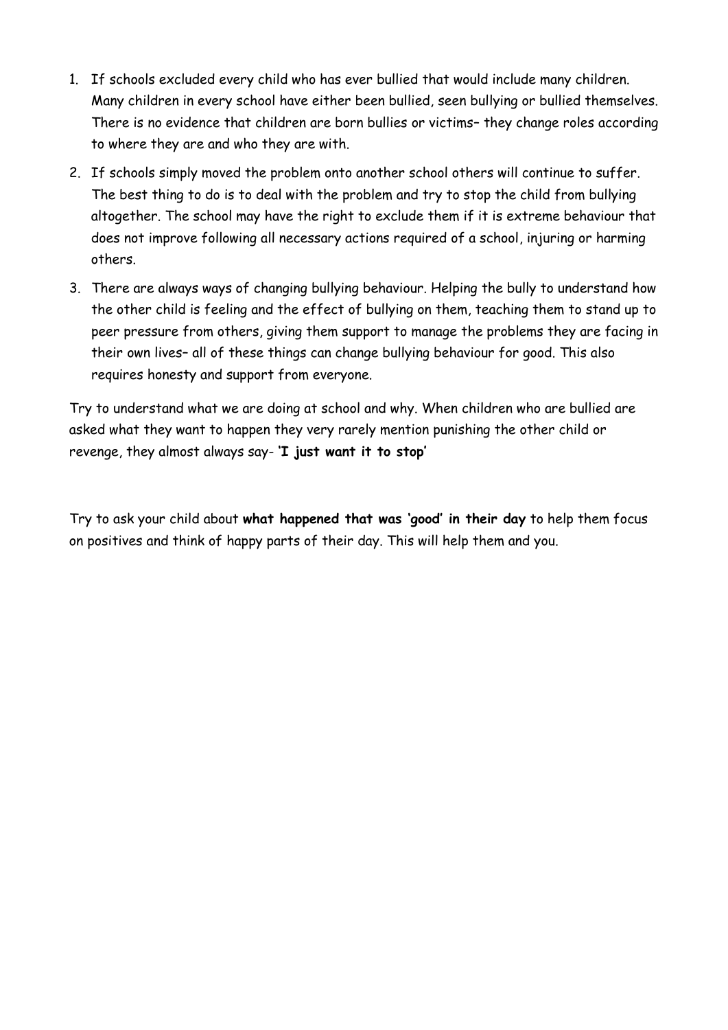1. If schools excluded every child who has ever bullied that would include many children. Many children in every school have either been bullied, seen bullying or bullied themselves. There is no evidence that children are born bullies or victims– they change roles according to where they are and who they are with.
2. If schools simply moved the problem onto another school others will continue to suffer. The best thing to do is to deal with the problem and try to stop the child from bullying altogether. The school may have the right to exclude them if it is extreme behaviour that does not improve following all necessary actions required of a school, injuring or harming others.
3. There are always ways of changing bullying behaviour. Helping the bully to understand how the other child is feeling and the effect of bullying on them, teaching them to stand up to peer pressure from others, giving them support to manage the problems they are facing in their own lives– all of these things can change bullying behaviour for good. This also requires honesty and support from everyone.

Try to understand what we are doing at school and why. When children who are bullied are asked what they want to happen they very rarely mention punishing the other child or revenge, they almost always say- **'I just want it to stop'**

Try to ask your child about **what happened that was 'good' in their day** to help them focus on positives and think of happy parts of their day. This will help them and you.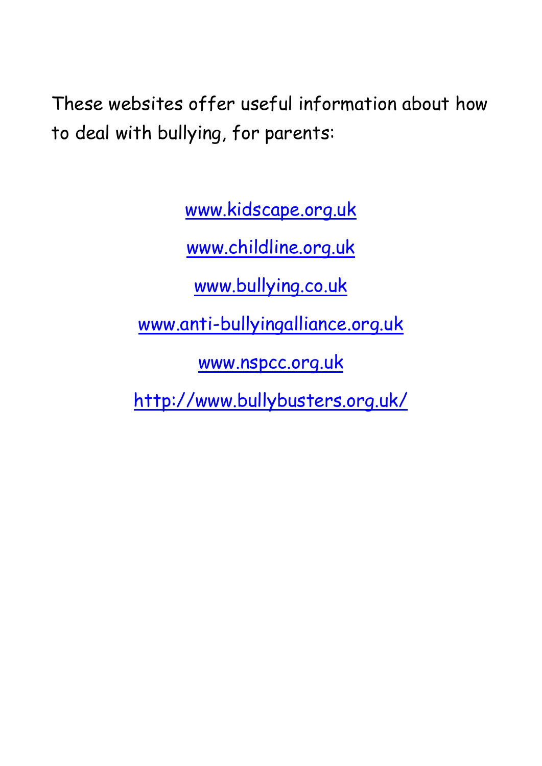These websites offer useful information about how to deal with bullying, for parents:

www.kidscape.org.uk

www.childline.org.uk

www.bullying.co.uk

www.anti-bullyingalliance.org.uk

www.nspcc.org.uk

http://www.bullybusters.org.uk/